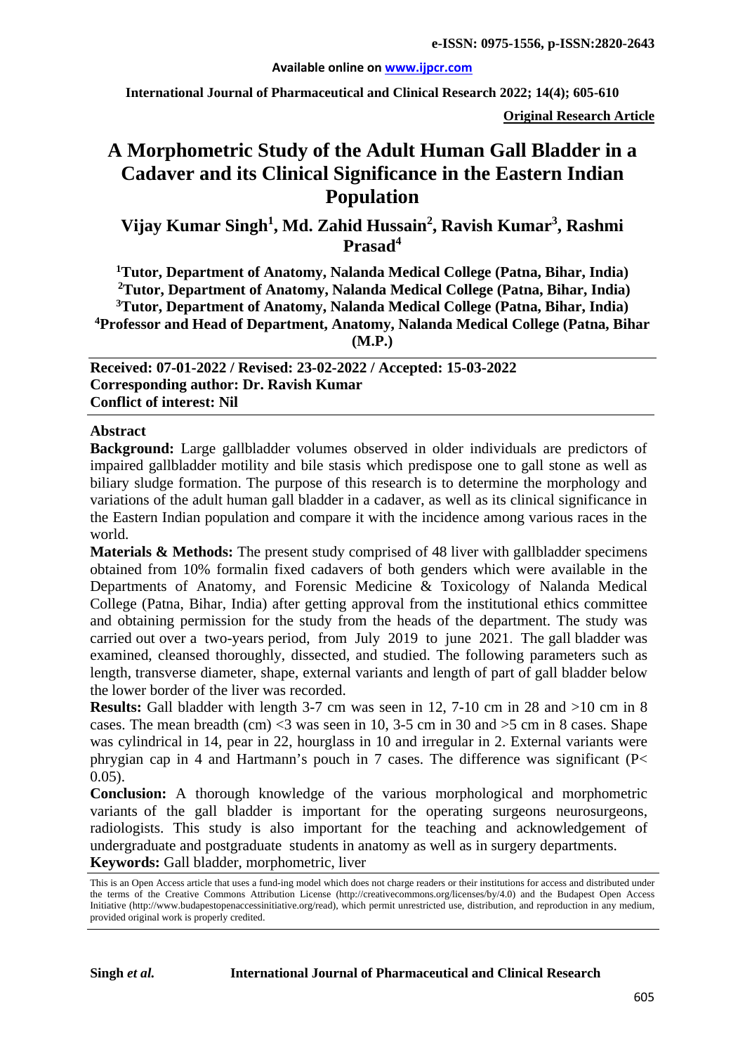e-ISSN: 0975-1556, p-ISSN:2820-2643

Available online on www.ijpcr.com

International Journal of Pharmaceutical and Clinical Research 2022; 14(4); 605-610

**Original Research Article**

# A Morphometric Study of the Adult Human Gall Bladder in a Cadaver and its Clinical Significance in the Eastern Indian Population

**Vijay Kumar Singh[1], Md. Zahid Hussain[2], Ravish Kumar[3], Rashmi Prasad[4]**

**[1]Tutor, Department of Anatomy, Nalanda Medical College (Patna, Bihar, India)**
**[2]Tutor, Department of Anatomy, Nalanda Medical College (Patna, Bihar, India)**
**[3]Tutor, Department of Anatomy, Nalanda Medical College (Patna, Bihar, India)**
**[4]Professor and Head of Department, Anatomy, Nalanda Medical College (Patna, Bihar (M.P.)**

**Received: 07-01-2022 / Revised: 23-02-2022 / Accepted: 15-03-2022**
**Corresponding author: Dr. Ravish Kumar**
**Conflict of interest: Nil**

## Abstract

**Background:** Large gallbladder volumes observed in older individuals are predictors of impaired gallbladder motility and bile stasis which predispose one to gall stone as well as biliary sludge formation. The purpose of this research is to determine the morphology and variations of the adult human gall bladder in a cadaver, as well as its clinical significance in the Eastern Indian population and compare it with the incidence among various races in the world.

**Materials & Methods:** The present study comprised of 48 liver with gallbladder specimens obtained from 10% formalin fixed cadavers of both genders which were available in the Departments of Anatomy, and Forensic Medicine & Toxicology of Nalanda Medical College (Patna, Bihar, India) after getting approval from the institutional ethics committee and obtaining permission for the study from the heads of the department. The study was carried out over a two-years period, from July 2019 to june 2021. The gall bladder was examined, cleansed thoroughly, dissected, and studied. The following parameters such as length, transverse diameter, shape, external variants and length of part of gall bladder below the lower border of the liver was recorded.

**Results:** Gall bladder with length 3-7 cm was seen in 12, 7-10 cm in 28 and >10 cm in 8 cases. The mean breadth (cm) <3 was seen in 10, 3-5 cm in 30 and >5 cm in 8 cases. Shape was cylindrical in 14, pear in 22, hourglass in 10 and irregular in 2. External variants were phrygian cap in 4 and Hartmann's pouch in 7 cases. The difference was significant ($P < 0.05$).

**Conclusion:** A thorough knowledge of the various morphological and morphometric variants of the gall bladder is important for the operating surgeons neurosurgeons, radiologists. This study is also important for the teaching and acknowledgement of undergraduate and postgraduate students in anatomy as well as in surgery departments.

**Keywords:** Gall bladder, morphometric, liver

This is an Open Access article that uses a fund-ing model which does not charge readers or their institutions for access and distributed under the terms of the Creative Commons Attribution License (http://creativecommons.org/licenses/by/4.0) and the Budapest Open Access Initiative (http://www.budapestopenaccessinitiative.org/read), which permit unrestricted use, distribution, and reproduction in any medium, provided original work is properly credited.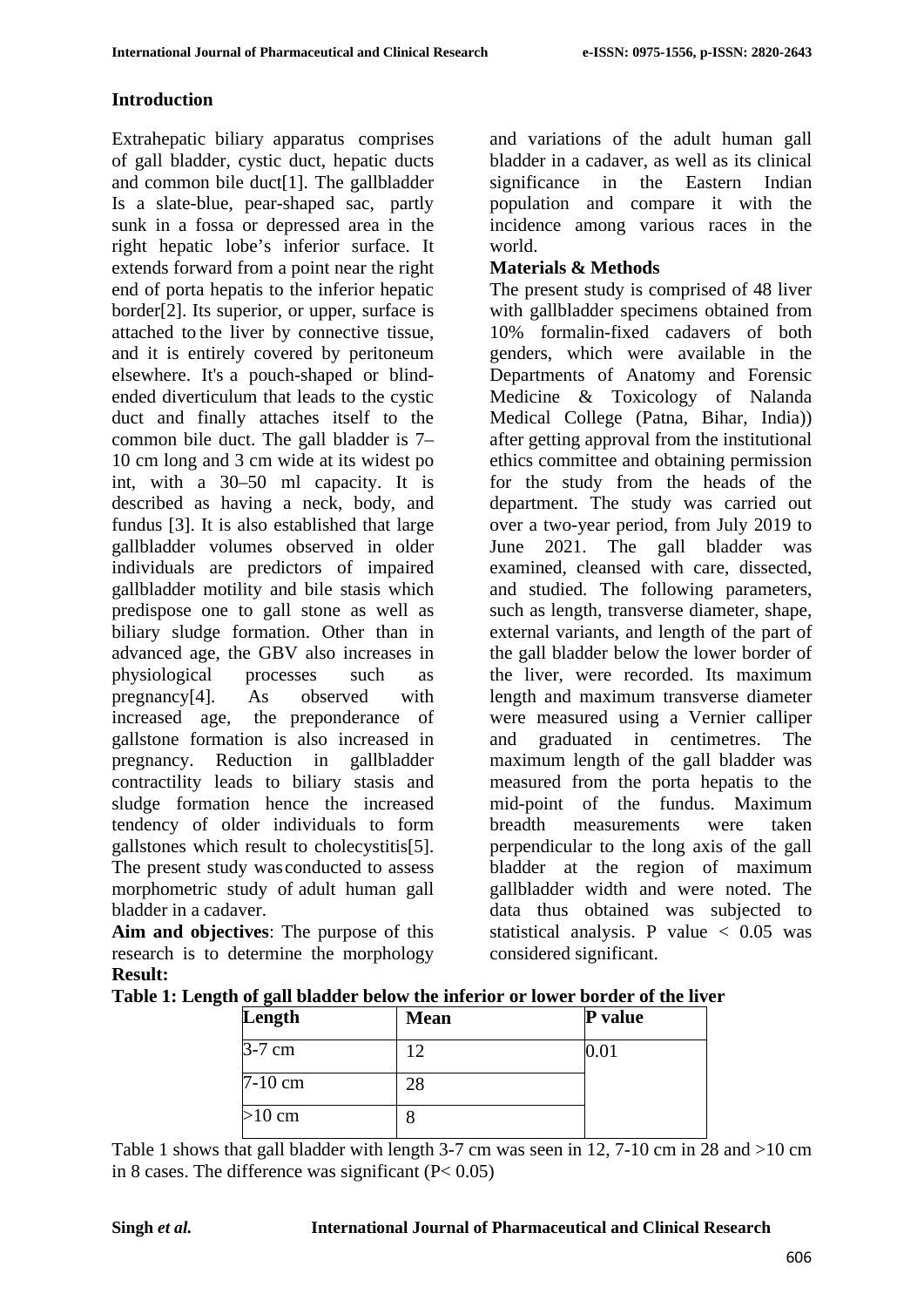## Introduction

Extrahepatic biliary apparatus comprises of gall bladder, cystic duct, hepatic ducts and common bile duct[1]. The gallbladder Is a slate-blue, pear-shaped sac, partly sunk in a fossa or depressed area in the right hepatic lobe's inferior surface. It extends forward from a point near the right end of porta hepatis to the inferior hepatic border[2]. Its superior, or upper, surface is attached to the liver by connective tissue, and it is entirely covered by peritoneum elsewhere. It's a pouch-shaped or blind-ended diverticulum that leads to the cystic duct and finally attaches itself to the common bile duct. The gall bladder is 7–10 cm long and 3 cm wide at its widest po int, with a 30–50 ml capacity. It is described as having a neck, body, and fundus [3]. It is also established that large gallbladder volumes observed in older individuals are predictors of impaired gallbladder motility and bile stasis which predispose one to gall stone as well as biliary sludge formation. Other than in advanced age, the GBV also increases in physiological processes such as pregnancy[4]. As observed with increased age, the preponderance of gallstone formation is also increased in pregnancy. Reduction in gallbladder contractility leads to biliary stasis and sludge formation hence the increased tendency of older individuals to form gallstones which result to cholecystitis[5]. The present study was conducted to assess morphometric study of adult human gall bladder in a cadaver.

**Aim and objectives**: The purpose of this research is to determine the morphology and variations of the adult human gall bladder in a cadaver, as well as its clinical significance in the Eastern Indian population and compare it with the incidence among various races in the world.

## Materials & Methods

The present study is comprised of 48 liver with gallbladder specimens obtained from 10% formalin-fixed cadavers of both genders, which were available in the Departments of Anatomy and Forensic Medicine & Toxicology of Nalanda Medical College (Patna, Bihar, India)) after getting approval from the institutional ethics committee and obtaining permission for the study from the heads of the department. The study was carried out over a two-year period, from July 2019 to June 2021. The gall bladder was examined, cleansed with care, dissected, and studied. The following parameters, such as length, transverse diameter, shape, external variants, and length of the part of the gall bladder below the lower border of the liver, were recorded. Its maximum length and maximum transverse diameter were measured using a Vernier calliper and graduated in centimetres. The maximum length of the gall bladder was measured from the porta hepatis to the mid-point of the fundus. Maximum breadth measurements were taken perpendicular to the long axis of the gall bladder at the region of maximum gallbladder width and were noted. The data thus obtained was subjected to statistical analysis. P value < 0.05 was considered significant.

## Result:

**Table 1: Length of gall bladder below the inferior or lower border of the liver**

| Length | Mean | P value |
|---|---|---|
| 3-7 cm | 12 | 0.01 |
| 7-10 cm | 28 | |
| >10 cm | 8 | |

Table 1 shows that gall bladder with length 3-7 cm was seen in 12, 7-10 cm in 28 and >10 cm in 8 cases. The difference was significant (P< 0.05)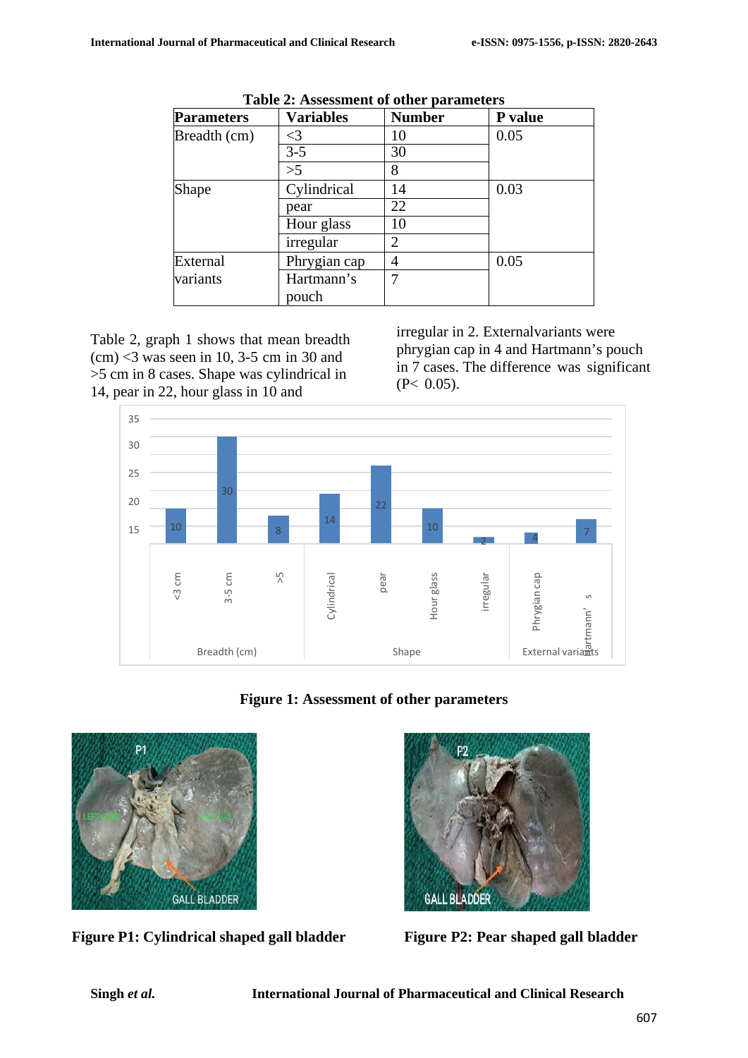**Table 2: Assessment of other parameters**

| Parameters | Variables | Number | P value |
|---|---|---|---|
| Breadth (cm) | <3 | 10 | 0.05 |
| | 3-5 | 30 | |
| | >5 | 8 | |
| Shape | Cylindrical | 14 | 0.03 |
| | pear | 22 | |
| | Hour glass | 10 | |
| | irregular | 2 | |
| External variants | Phrygian cap | 4 | 0.05 |
| | Hartmann's pouch | 7 | |

Table 2, graph 1 shows that mean breadth (cm) <3 was seen in 10, 3-5 cm in 30 and >5 cm in 8 cases. Shape was cylindrical in 14, pear in 22, hour glass in 10 and irregular in 2. Externalvariants were phrygian cap in 4 and Hartmann's pouch in 7 cases. The difference was significant (P< 0.05).

**Figure 1: Assessment of other parameters**

**Figure P1: Cylindrical shaped gall bladder**

**Figure P2: Pear shaped gall bladder**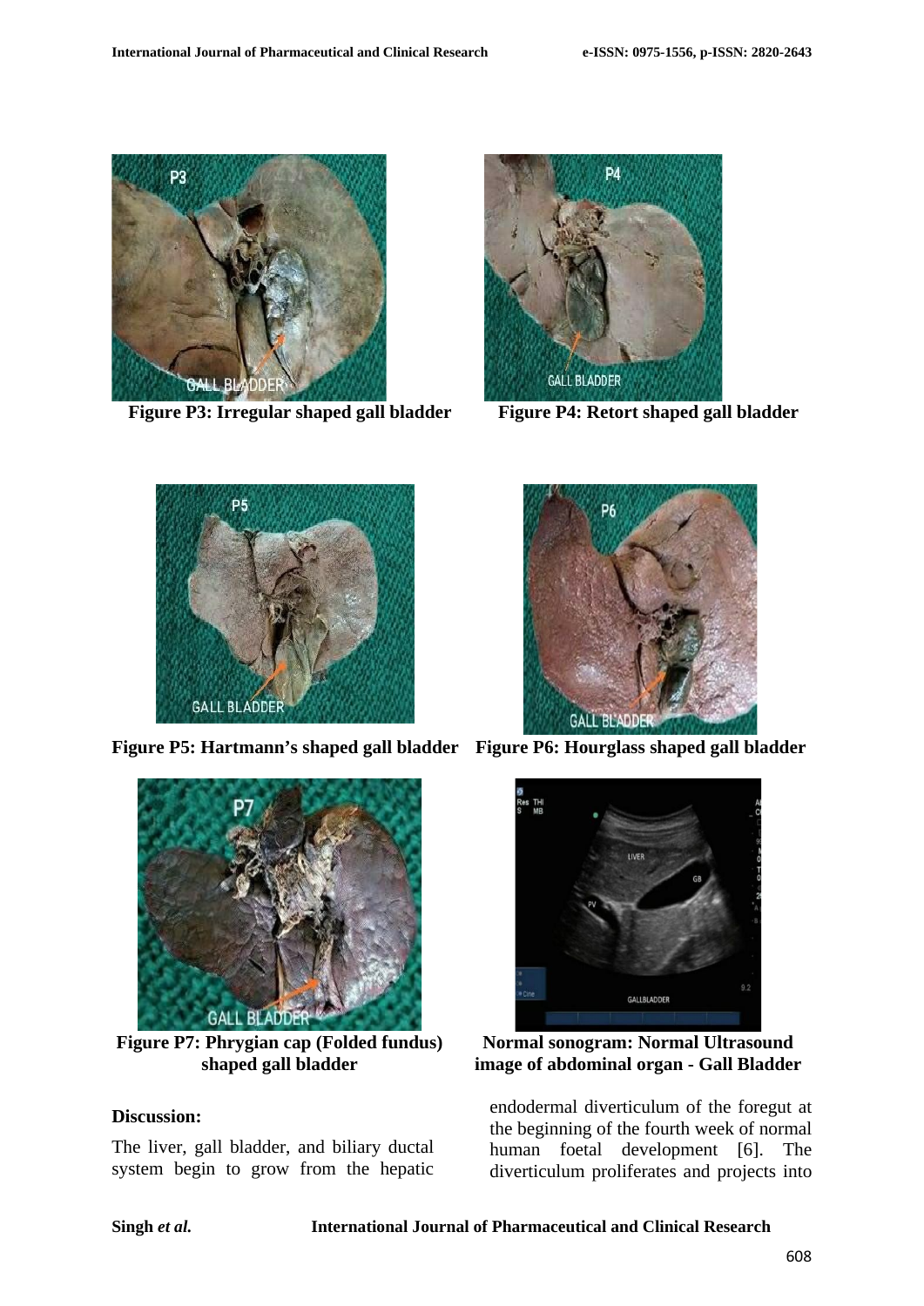Figure P3: Irregular shaped gall bladder

Figure P4: Retort shaped gall bladder

Figure P5: Hartmann's shaped gall bladder

Figure P6: Hourglass shaped gall bladder

Figure P7: Phrygian cap (Folded fundus) shaped gall bladder

Normal sonogram: Normal Ultrasound image of abdominal organ - Gall Bladder

**Discussion:**

The liver, gall bladder, and biliary ductal system begin to grow from the hepatic endodermal diverticulum of the foregut at the beginning of the fourth week of normal human foetal development [6]. The diverticulum proliferates and projects into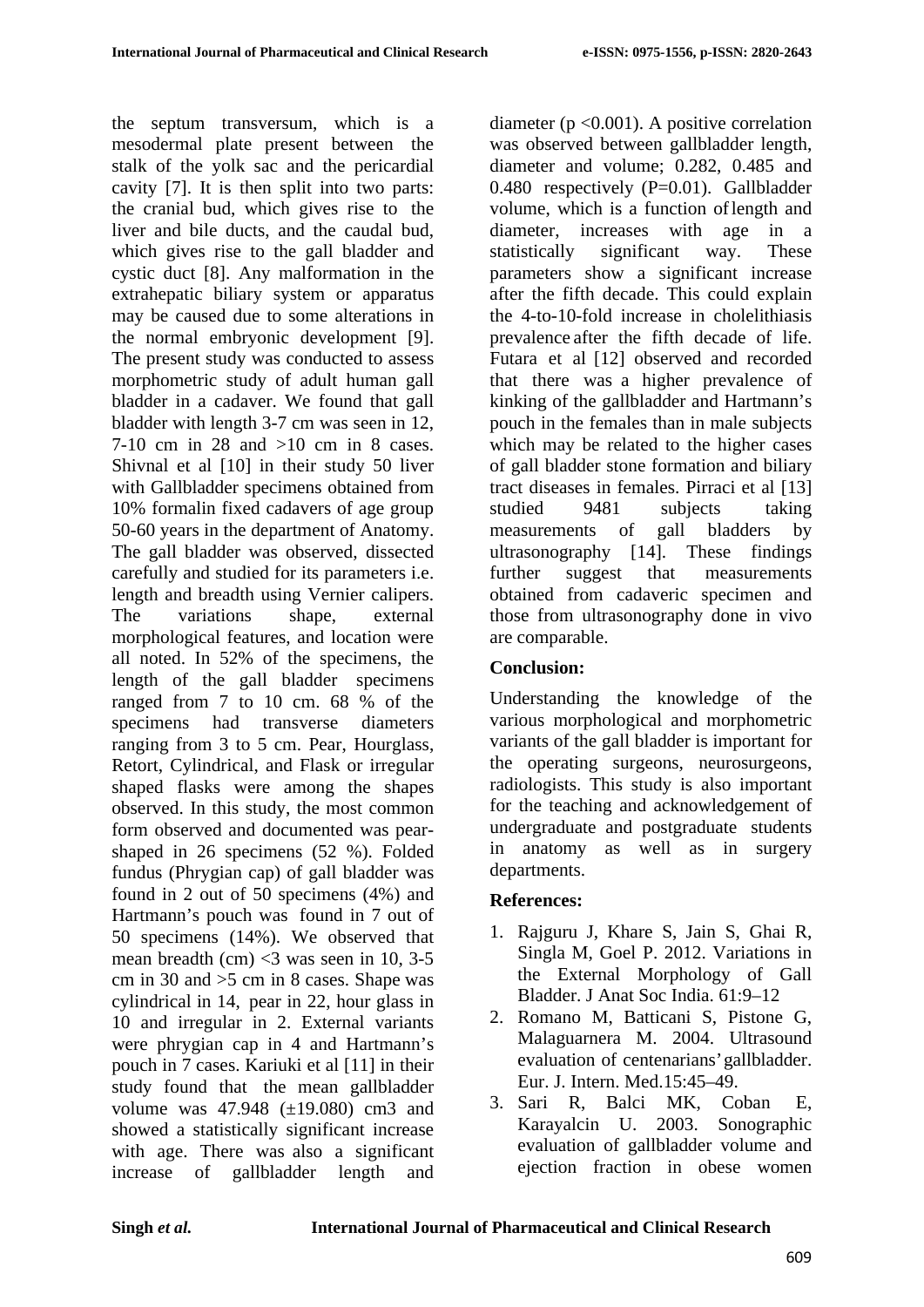the septum transversum, which is a mesodermal plate present between the stalk of the yolk sac and the pericardial cavity [7]. It is then split into two parts: the cranial bud, which gives rise to the liver and bile ducts, and the caudal bud, which gives rise to the gall bladder and cystic duct [8]. Any malformation in the extrahepatic biliary system or apparatus may be caused due to some alterations in the normal embryonic development [9]. The present study was conducted to assess morphometric study of adult human gall bladder in a cadaver. We found that gall bladder with length 3-7 cm was seen in 12, 7-10 cm in 28 and >10 cm in 8 cases. Shivnal et al [10] in their study 50 liver with Gallbladder specimens obtained from 10% formalin fixed cadavers of age group 50-60 years in the department of Anatomy. The gall bladder was observed, dissected carefully and studied for its parameters i.e. length and breadth using Vernier calipers. The variations shape, external morphological features, and location were all noted. In 52% of the specimens, the length of the gall bladder specimens ranged from 7 to 10 cm. 68 % of the specimens had transverse diameters ranging from 3 to 5 cm. Pear, Hourglass, Retort, Cylindrical, and Flask or irregular shaped flasks were among the shapes observed. In this study, the most common form observed and documented was pear-shaped in 26 specimens (52 %). Folded fundus (Phrygian cap) of gall bladder was found in 2 out of 50 specimens (4%) and Hartmann's pouch was found in 7 out of 50 specimens (14%). We observed that mean breadth (cm) <3 was seen in 10, 3-5 cm in 30 and >5 cm in 8 cases. Shape was cylindrical in 14, pear in 22, hour glass in 10 and irregular in 2. External variants were phrygian cap in 4 and Hartmann's pouch in 7 cases. Kariuki et al [11] in their study found that the mean gallbladder volume was 47.948 (±19.080) cm3 and showed a statistically significant increase with age. There was also a significant increase of gallbladder length and diameter ($p < 0.001$). A positive correlation was observed between gallbladder length, diameter and volume; 0.282, 0.485 and 0.480 respectively ($P=0.01$). Gallbladder volume, which is a function of length and diameter, increases with age in a statistically significant way. These parameters show a significant increase after the fifth decade. This could explain the 4-to-10-fold increase in cholelithiasis prevalence after the fifth decade of life. Futara et al [12] observed and recorded that there was a higher prevalence of kinking of the gallbladder and Hartmann's pouch in the females than in male subjects which may be related to the higher cases of gall bladder stone formation and biliary tract diseases in females. Pirraci et al [13] studied 9481 subjects taking measurements of gall bladders by ultrasonography [14]. These findings further suggest that measurements obtained from cadaveric specimen and those from ultrasonography done in vivo are comparable.

## Conclusion:

Understanding the knowledge of the various morphological and morphometric variants of the gall bladder is important for the operating surgeons, neurosurgeons, radiologists. This study is also important for the teaching and acknowledgement of undergraduate and postgraduate students in anatomy as well as in surgery departments.

## References:

1. Rajguru J, Khare S, Jain S, Ghai R, Singla M, Goel P. 2012. Variations in the External Morphology of Gall Bladder. J Anat Soc India. 61:9–12
2. Romano M, Batticani S, Pistone G, Malaguarnera M. 2004. Ultrasound evaluation of centenarians' gallbladder. Eur. J. Intern. Med.15:45–49.
3. Sari R, Balci MK, Coban E, Karayalcin U. 2003. Sonographic evaluation of gallbladder volume and ejection fraction in obese women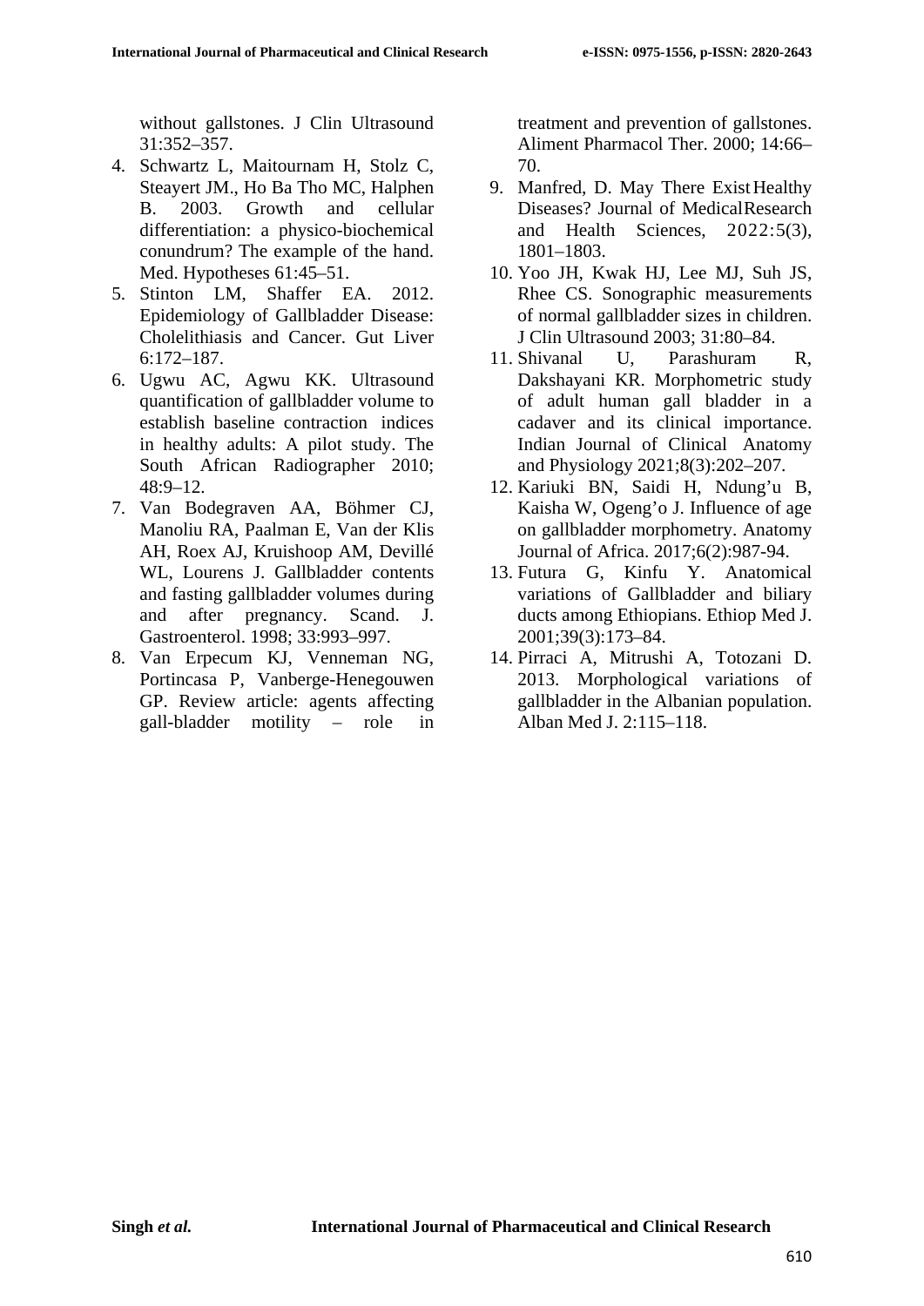without gallstones. J Clin Ultrasound 31:352–357.

4. Schwartz L, Maitournam H, Stolz C, Steayert JM., Ho Ba Tho MC, Halphen B. 2003. Growth and cellular differentiation: a physico-biochemical conundrum? The example of the hand. Med. Hypotheses 61:45–51.
5. Stinton LM, Shaffer EA. 2012. Epidemiology of Gallbladder Disease: Cholelithiasis and Cancer. Gut Liver 6:172–187.
6. Ugwu AC, Agwu KK. Ultrasound quantification of gallbladder volume to establish baseline contraction indices in healthy adults: A pilot study. The South African Radiographer 2010; 48:9–12.
7. Van Bodegraven AA, Böhmer CJ, Manoliu RA, Paalman E, Van der Klis AH, Roex AJ, Kruishoop AM, Devillé WL, Lourens J. Gallbladder contents and fasting gallbladder volumes during and after pregnancy. Scand. J. Gastroenterol. 1998; 33:993–997.
8. Van Erpecum KJ, Venneman NG, Portincasa P, Vanberge-Henegouwen GP. Review article: agents affecting gall-bladder motility – role in treatment and prevention of gallstones. Aliment Pharmacol Ther. 2000; 14:66–70.
9. Manfred, D. May There Exist Healthy Diseases? Journal of Medical Research and Health Sciences, 2022:5(3), 1801–1803.
10. Yoo JH, Kwak HJ, Lee MJ, Suh JS, Rhee CS. Sonographic measurements of normal gallbladder sizes in children. J Clin Ultrasound 2003; 31:80–84.
11. Shivanal U, Parashuram R, Dakshayani KR. Morphometric study of adult human gall bladder in a cadaver and its clinical importance. Indian Journal of Clinical Anatomy and Physiology 2021;8(3):202–207.
12. Kariuki BN, Saidi H, Ndung'u B, Kaisha W, Ogeng'o J. Influence of age on gallbladder morphometry. Anatomy Journal of Africa. 2017;6(2):987-94.
13. Futura G, Kinfu Y. Anatomical variations of Gallbladder and biliary ducts among Ethiopians. Ethiop Med J. 2001;39(3):173–84.
14. Pirraci A, Mitrushi A, Totozani D. 2013. Morphological variations of gallbladder in the Albanian population. Alban Med J. 2:115–118.